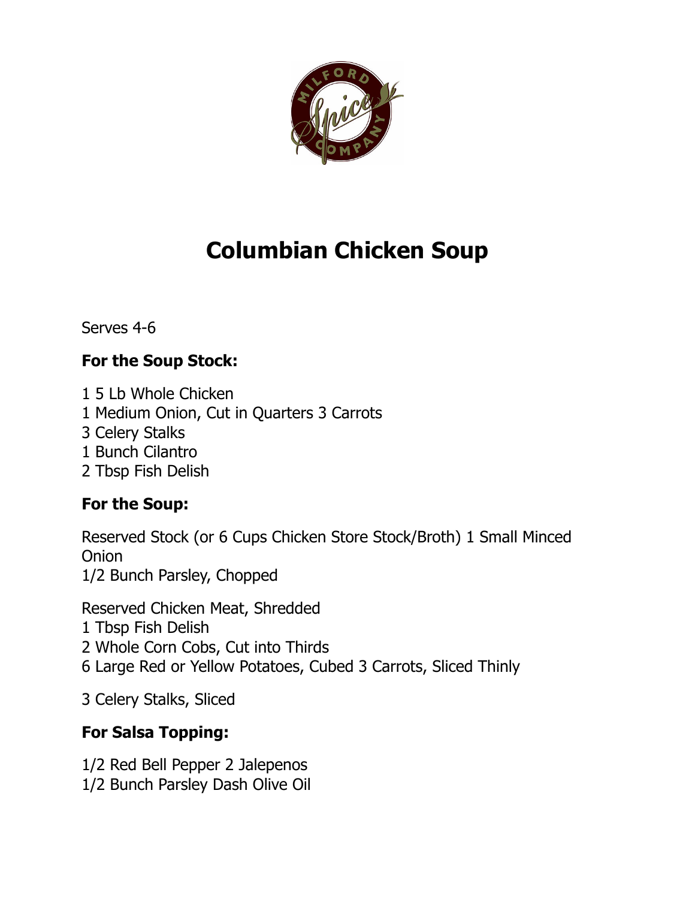# Columbian Chicken Soup

Serves 4-6

**For the Soup Stock:**

1 5 Lb Whole Chicken
1 Medium Onion, Cut in Quarters 3 Carrots
3 Celery Stalks
1 Bunch Cilantro
2 Tbsp Fish Delish

**For the Soup:**

Reserved Stock (or 6 Cups Chicken Store Stock/Broth) 1 Small Minced Onion
1/2 Bunch Parsley, Chopped

Reserved Chicken Meat, Shredded
1 Tbsp Fish Delish
2 Whole Corn Cobs, Cut into Thirds
6 Large Red or Yellow Potatoes, Cubed 3 Carrots, Sliced Thinly

3 Celery Stalks, Sliced

**For Salsa Topping:**

1/2 Red Bell Pepper 2 Jalepenos
1/2 Bunch Parsley Dash Olive Oil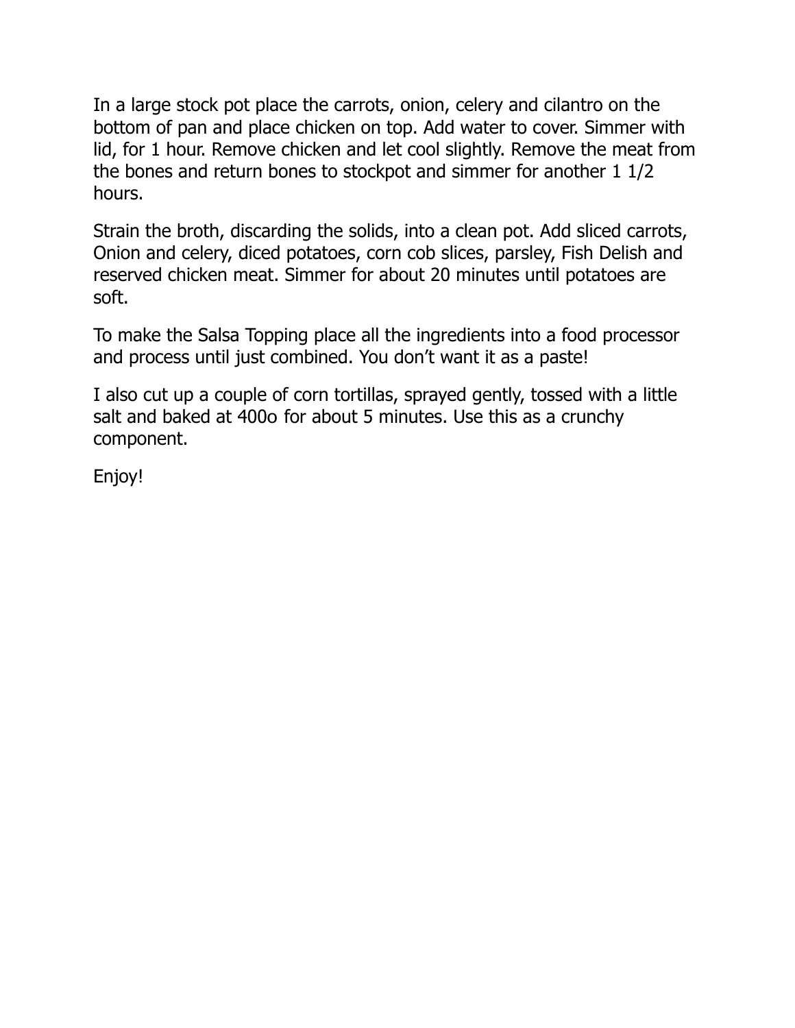In a large stock pot place the carrots, onion, celery and cilantro on the bottom of pan and place chicken on top. Add water to cover. Simmer with lid, for 1 hour. Remove chicken and let cool slightly. Remove the meat from the bones and return bones to stockpot and simmer for another 1 1/2 hours.

Strain the broth, discarding the solids, into a clean pot. Add sliced carrots, Onion and celery, diced potatoes, corn cob slices, parsley, Fish Delish and reserved chicken meat. Simmer for about 20 minutes until potatoes are soft.

To make the Salsa Topping place all the ingredients into a food processor and process until just combined. You don't want it as a paste!

I also cut up a couple of corn tortillas, sprayed gently, tossed with a little salt and baked at 400o for about 5 minutes. Use this as a crunchy component.

Enjoy!